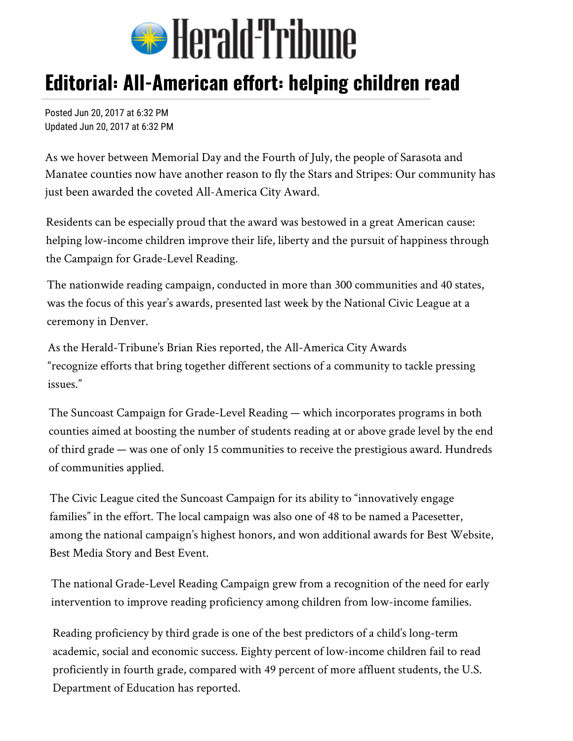Herald-Tribune

# Editorial: All-American effort: helping children read

Posted Jun 20, 2017 at 6:32 PM
Updated Jun 20, 2017 at 6:32 PM

As we hover between Memorial Day and the Fourth of July, the people of Sarasota and Manatee counties now have another reason to fly the Stars and Stripes: Our community has just been awarded the coveted All-America City Award.

Residents can be especially proud that the award was bestowed in a great American cause: helping low-income children improve their life, liberty and the pursuit of happiness through the Campaign for Grade-Level Reading.

The nationwide reading campaign, conducted in more than 300 communities and 40 states, was the focus of this year's awards, presented last week by the National Civic League at a ceremony in Denver.

As the Herald-Tribune's Brian Ries reported, the All-America City Awards "recognize efforts that bring together different sections of a community to tackle pressing issues."

The Suncoast Campaign for Grade-Level Reading — which incorporates programs in both counties aimed at boosting the number of students reading at or above grade level by the end of third grade — was one of only 15 communities to receive the prestigious award. Hundreds of communities applied.

The Civic League cited the Suncoast Campaign for its ability to "innovatively engage families" in the effort. The local campaign was also one of 48 to be named a Pacesetter, among the national campaign's highest honors, and won additional awards for Best Website, Best Media Story and Best Event.

The national Grade-Level Reading Campaign grew from a recognition of the need for early intervention to improve reading proficiency among children from low-income families.

Reading proficiency by third grade is one of the best predictors of a child's long-term academic, social and economic success. Eighty percent of low-income children fail to read proficiently in fourth grade, compared with 49 percent of more affluent students, the U.S. Department of Education has reported.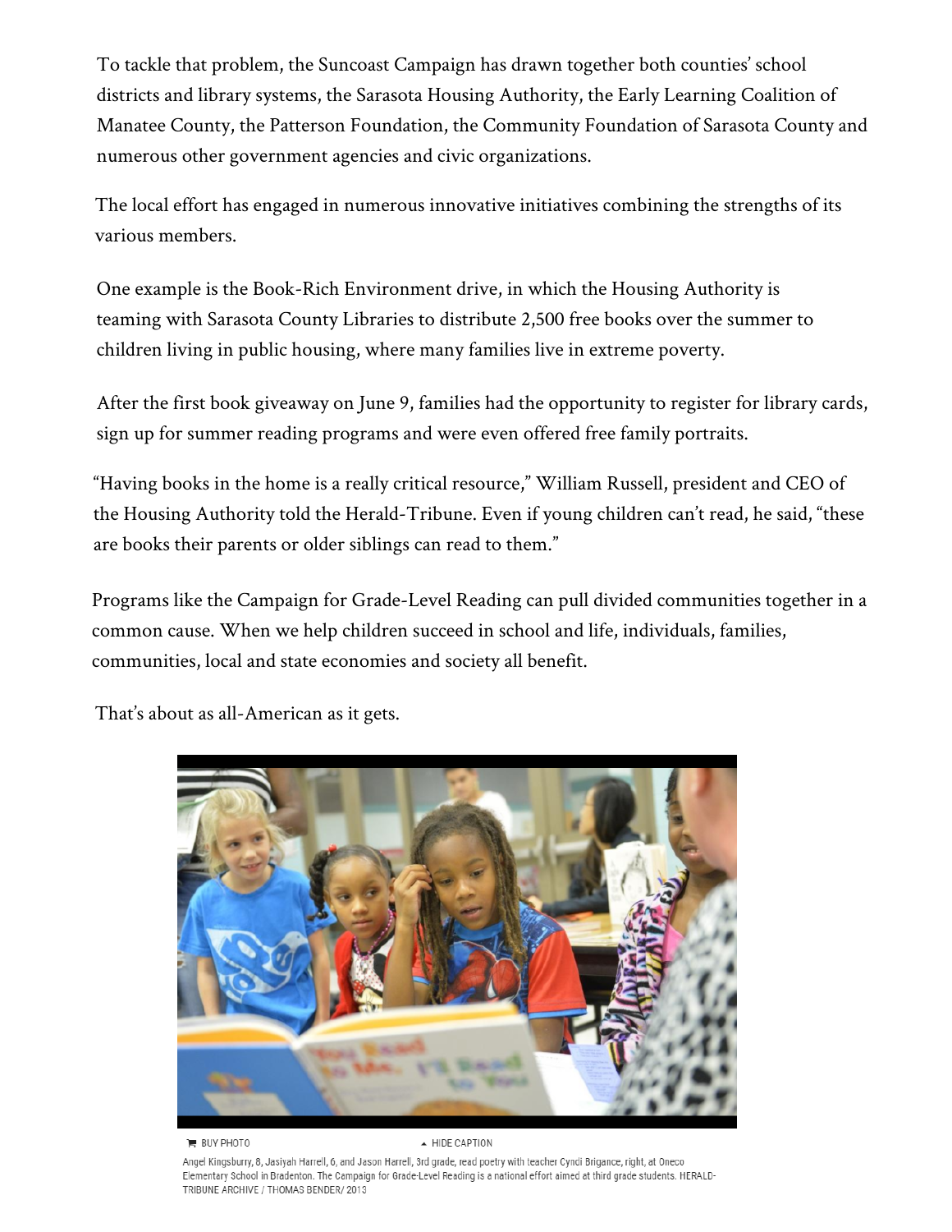To tackle that problem, the Suncoast Campaign has drawn together both counties' school districts and library systems, the Sarasota Housing Authority, the Early Learning Coalition of Manatee County, the Patterson Foundation, the Community Foundation of Sarasota County and numerous other government agencies and civic organizations.

The local effort has engaged in numerous innovative initiatives combining the strengths of its various members.

One example is the Book-Rich Environment drive, in which the Housing Authority is teaming with Sarasota County Libraries to distribute 2,500 free books over the summer to children living in public housing, where many families live in extreme poverty.

After the first book giveaway on June 9, families had the opportunity to register for library cards, sign up for summer reading programs and were even offered free family portraits.

"Having books in the home is a really critical resource," William Russell, president and CEO of the Housing Authority told the Herald-Tribune. Even if young children can't read, he said, "these are books their parents or older siblings can read to them."

Programs like the Campaign for Grade-Level Reading can pull divided communities together in a common cause. When we help children succeed in school and life, individuals, families, communities, local and state economies and society all benefit.

That's about as all-American as it gets.

BUY PHOTO

HIDE CAPTION

Angel Kingsburry, 8, Jasiyah Harrell, 6, and Jason Harrell, 3rd grade, read poetry with teacher Cyndi Brigance, right, at Oneco Elementary School in Bradenton. The Campaign for Grade-Level Reading is a national effort aimed at third grade students. HERALD-TRIBUNE ARCHIVE / THOMAS BENDER/ 2013